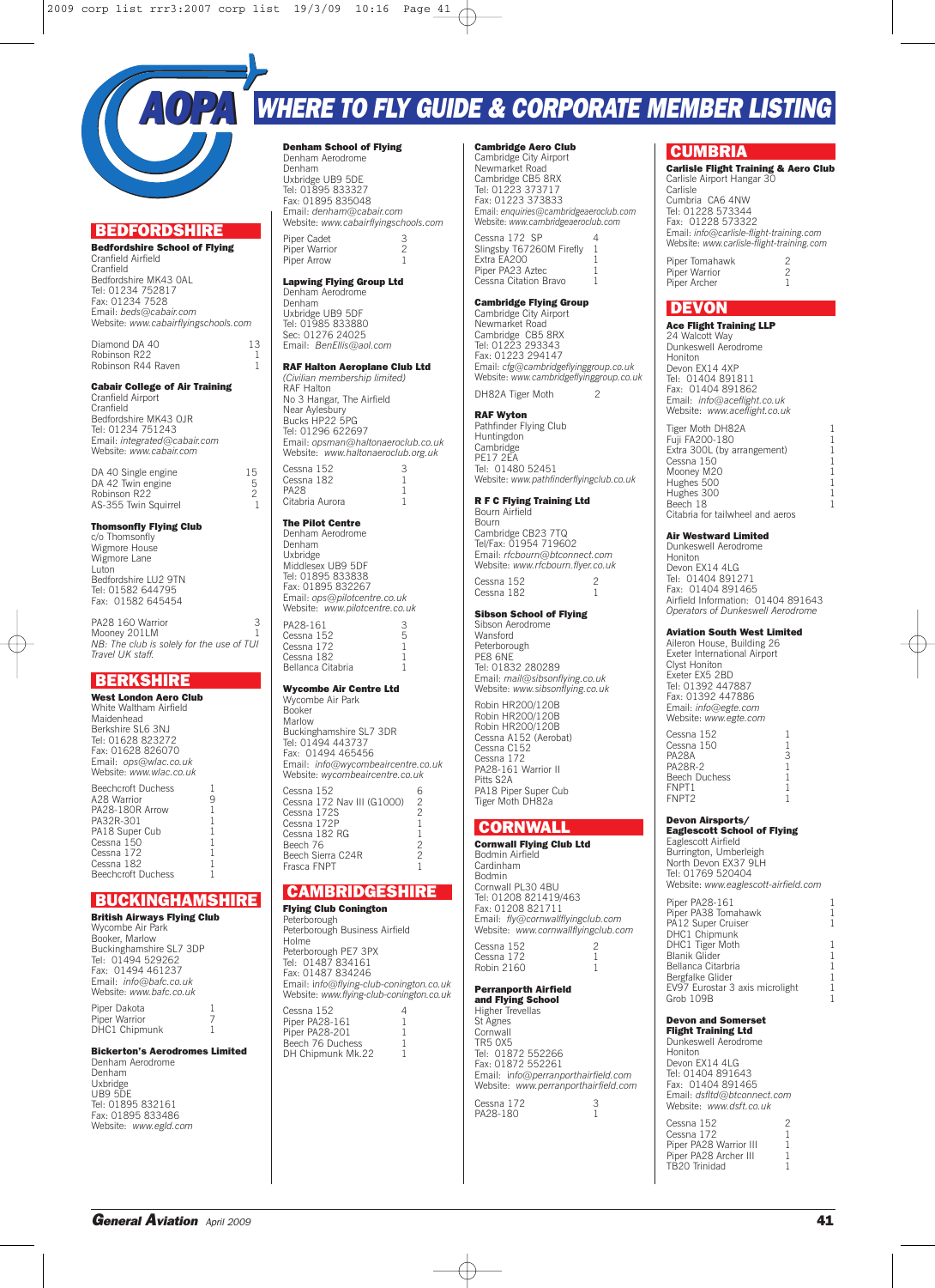# WHERE TO FLY GUIDE & CORPORATE MEMBER LISTING

## BEDFORDSHIRE

**Bedfordshire School of Flying**
Cranfield Airfield
Cranfield
Bedfordshire MK43 0AL
Tel: 01234 752817
Fax: 01234 7528
Email: *beds@cabair.com*
Website: *www.cabairflyingschools.com*

| | |
|---|---|
| Diamond DA 40 | 13 |
| Robinson R22 | 1 |
| Robinson R44 Raven | 1 |

**Cabair College of Air Training**
Cranfield Airport
Cranfield
Bedfordshire MK43 0JR
Tel: 01234 751243
Email: *integrated@cabair.com*
Website: *www.cabair.com*

| | |
|---|---|
| DA 40 Single engine | 15 |
| DA 42 Twin engine | 5 |
| Robinson R22 | 2 |
| AS-355 Twin Squirrel | 1 |

**Thomsonfly Flying Club**
c/o Thomsonfly
Wigmore House
Wigmore Lane
Luton
Bedfordshire LU2 9TN
Tel: 01582 644795
Fax: 01582 645454

| | |
|---|---|
| PA28 160 Warrior | 3 |
| Mooney 201LM | 1 |

*NB: The club is solely for the use of TUI Travel UK staff.*

## BERKSHIRE

**West London Aero Club**
White Waltham Airfield
Maidenhead
Berkshire SL6 3NJ
Tel: 01628 823272
Fax: 01628 826070
Email: *ops@wlac.co.uk*
Website: *www.wlac.co.uk*

| | |
|---|---|
| Beechcroft Duchess | 1 |
| A28 Warrior | 9 |
| PA28-180R Arrow | 1 |
| PA32R-301 | 1 |
| PA18 Super Cub | 1 |
| Cessna 150 | 1 |
| Cessna 172 | 1 |
| Cessna 182 | 1 |
| Beechcroft Duchess | 1 |

## BUCKINGHAMSHIRE

**British Airways Flying Club**
Wycombe Air Park
Booker, Marlow
Buckinghamshire SL7 3DP
Tel: 01494 529262
Fax: 01494 461237
Email: *info@bafc.co.uk*
Website: *www.bafc.co.uk*

| | |
|---|---|
| Piper Dakota | 1 |
| Piper Warrior | 7 |
| DHC1 Chipmunk | 1 |

**Bickerton's Aerodromes Limited**
Denham Aerodrome
Denham
Uxbridge
UB9 5DE
Tel: 01895 832161
Fax: 01895 833486
Website: *www.egld.com*

**Denham School of Flying**
Denham Aerodrome
Denham
Uxbridge UB9 5DE
Tel: 01895 833327
Fax: 01895 835048
Email: *denham@cabair.com*
Website: *www.cabairflyingschools.com*

| | |
|---|---|
| Piper Cadet | 3 |
| Piper Warrior | 2 |
| Piper Arrow | 1 |

**Lapwing Flying Group Ltd**
Denham Aerodrome
Denham
Uxbridge UB9 5DF
Tel: 01985 833880
Sec: 01276 24025
Email: *BenEllis@aol.com*

**RAF Halton Aeroplane Club Ltd**
*(Civilian membership limited)*
RAF Halton
No 3 Hangar, The Airfield
Near Aylesbury
Bucks HP22 5PG
Tel: 01296 622697
Email: *opsman@haltonaeroclub.co.uk*
Website: *www.haltonaeroclub.org.uk*

| | |
|---|---|
| Cessna 152 | 3 |
| Cessna 182 | 1 |
| PA28 | 1 |
| Citabria Aurora | 1 |

**The Pilot Centre**
Denham Aerodrome
Denham
Uxbridge
Middlesex UB9 5DF
Tel: 01895 833838
Fax: 01895 832267
Email: *ops@pilotcentre.co.uk*
Website: *www.pilotcentre.co.uk*

| | |
|---|---|
| PA28-161 | 3 |
| Cessna 152 | 5 |
| Cessna 172 | 1 |
| Cessna 182 | 1 |
| Bellanca Citabria | 1 |

**Wycombe Air Centre Ltd**
Wycombe Air Park
Booker
Marlow
Buckinghamshire SL7 3DR
Tel: 01494 443737
Fax: 01494 465456
Email: *info@wycombeaircentre.co.uk*
Website: *wycombeaircentre.co.uk*

| | |
|---|---|
| Cessna 152 | 6 |
| Cessna 172 Nav III (G1000) | 2 |
| Cessna 172S | 2 |
| Cessna 172P | 1 |
| Cessna 182 RG | 1 |
| Beech 76 | 2 |
| Beech Sierra C24R | 2 |
| Frasca FNPT | 1 |

## CAMBRIDGESHIRE

**Flying Club Conington**
Peterborough
Peterborough Business Airfield
Holme
Peterborough PE7 3PX
Tel: 01487 834161
Fax: 01487 834246
Email: *info@flying-club-conington.co.uk*
Website: *www.flying-club-conington.co.uk*

| | |
|---|---|
| Cessna 152 | 4 |
| Piper PA28-161 | 1 |
| Piper PA28-201 | 1 |
| Beech 76 Duchess | 1 |
| DH Chipmunk Mk.22 | 1 |

**Cambridge Aero Club**
Cambridge City Airport
Newmarket Road
Cambridge CB5 8RX
Tel: 01223 373717
Fax: 01223 373833
Email: *enquiries@cambridgeaeroclub.com*
Website: *www.cambridgeaeroclub.com*

| | |
|---|---|
| Cessna 172 SP | 4 |
| Slingsby T67260M Firefly | 1 |
| Extra EA200 | 1 |
| Piper PA23 Aztec | 1 |
| Cessna Citation Bravo | 1 |

**Cambridge Flying Group**
Cambridge City Airport
Newmarket Road
Cambridge CB5 8RX
Tel: 01223 293343
Fax: 01223 294147
Email: *cfg@cambridgeflyinggroup.co.uk*
Website: *www.cambridgeflyinggroup.co.uk*

| | |
|---|---|
| DH82A Tiger Moth | 2 |

**RAF Wyton**
Pathfinder Flying Club
Huntingdon
Cambridge
PE17 2EA
Tel: 01480 52451
Website: *www.pathfinderflyingclub.co.uk*

**R F C Flying Training Ltd**
Bourn Airfield
Bourn
Cambridge CB23 7TQ
Tel/Fax: 01954 719602
Email: *rfcbourn@btconnect.com*
Website: *www.rfcbourn.flyer.co.uk*

| | |
|---|---|
| Cessna 152 | 2 |
| Cessna 182 | 1 |

**Sibson School of Flying**
Sibson Aerodrome
Wansford
Peterborough
PE8 6NE
Tel: 01832 280289
Email: *mail@sibsonflying.co.uk*
Website: *www.sibsonflying.co.uk*

Robin HR200/120B
Robin HR200/120B
Robin HR200/120B
Cessna A152 (Aerobat)
Cessna C152
Cessna 172
PA28-161 Warrior II
Pitts S2A
PA18 Piper Super Cub
Tiger Moth DH82a

## CORNWALL

**Cornwall Flying Club Ltd**
Bodmin Airfield
Cardinham
Bodmin
Cornwall PL30 4BU
Tel: 01208 821419/463
Fax: 01208 821711
Email: *fly@cornwallflyingclub.com*
Website: *www.cornwallflyingclub.com*

| | |
|---|---|
| Cessna 152 | 2 |
| Cessna 172 | 1 |
| Robin 2160 | 1 |

**Perranporth Airfield and Flying School**
Higher Trevellas
St Agnes
Cornwall
TR5 0X5
Tel: 01872 552266
Fax: 01872 552261
Email: *info@perranporthairfield.com*
Website: *www.perranporthairfield.com*

| | |
|---|---|
| Cessna 172 | 3 |
| PA28-180 | 1 |

## CUMBRIA

**Carlisle Flight Training & Aero Club**
Carlisle Airport Hangar 30
Carlisle
Cumbria CA6 4NW
Tel: 01228 573344
Fax: 01228 573322
Email: *info@carlisle-flight-training.com*
Website: *www.carlisle-flight-training.com*

| | |
|---|---|
| Piper Tomahawk | 2 |
| Piper Warrior | 2 |
| Piper Archer | 1 |

## DEVON

**Ace Flight Training LLP**
24 Walcott Way
Dunkeswell Aerodrome
Honiton
Devon EX14 4XP
Tel: 01404 891811
Fax: 01404 891862
Email: *info@aceflight.co.uk*
Website: *www.aceflight.co.uk*

| | |
|---|---|
| Tiger Moth DH82A | 1 |
| Fuji FA200-180 | 1 |
| Extra 300L (by arrangement) | 1 |
| Cessna 150 | 1 |
| Mooney M20 | 1 |
| Hughes 500 | 1 |
| Hughes 300 | 1 |
| Beech 18 | 1 |

Citabria for tailwheel and aeros

**Air Westward Limited**
Dunkeswell Aerodrome
Honiton
Devon EX14 4LG
Tel: 01404 891271
Fax: 01404 891465
Airfield Information: 01404 891643
*Operators of Dunkeswell Aerodrome*

**Aviation South West Limited**
Aileron House, Building 26
Exeter International Airport
Clyst Honiton
Exeter EX5 2BD
Tel: 01392 447887
Fax: 01392 447886
Email: *info@egte.com*
Website: *www.egte.com*

| | |
|---|---|
| Cessna 152 | 1 |
| Cessna 150 | 1 |
| PA28A | 3 |
| PA28R-2 | 1 |
| Beech Duchess | 1 |
| FNPT1 | 1 |
| FNPT2 | 1 |

**Devon Airsports/ Eaglescott School of Flying**
Eaglescott Airfield
Burrington, Umberleigh
North Devon EX37 9LH
Tel: 01769 520404
Website: *www.eaglescott-airfield.com*

| | |
|---|---|
| Piper PA28-161 | 1 |
| Piper PA38 Tomahawk | 1 |
| PA12 Super Cruiser | 1 |
| DHC1 Chipmunk | |
| DHC1 Tiger Moth | 1 |
| Blanik Glider | 1 |
| Bellanca Citarbria | 1 |
| Bergfalke Glider | 1 |
| EV97 Eurostar 3 axis microlight | 1 |
| Grob 109B | 1 |

**Devon and Somerset Flight Training Ltd**
Dunkeswell Aerodrome
Honiton
Devon EX14 4LG
Tel: 01404 891643
Fax: 01404 891465
Email: *dsfltd@btconnect.com*
Website: *www.dsft.co.uk*

| | |
|---|---|
| Cessna 152 | 2 |
| Cessna 172 | 1 |
| Piper PA28 Warrior III | 1 |
| Piper PA28 Archer III | 1 |
| TB20 Trinidad | 1 |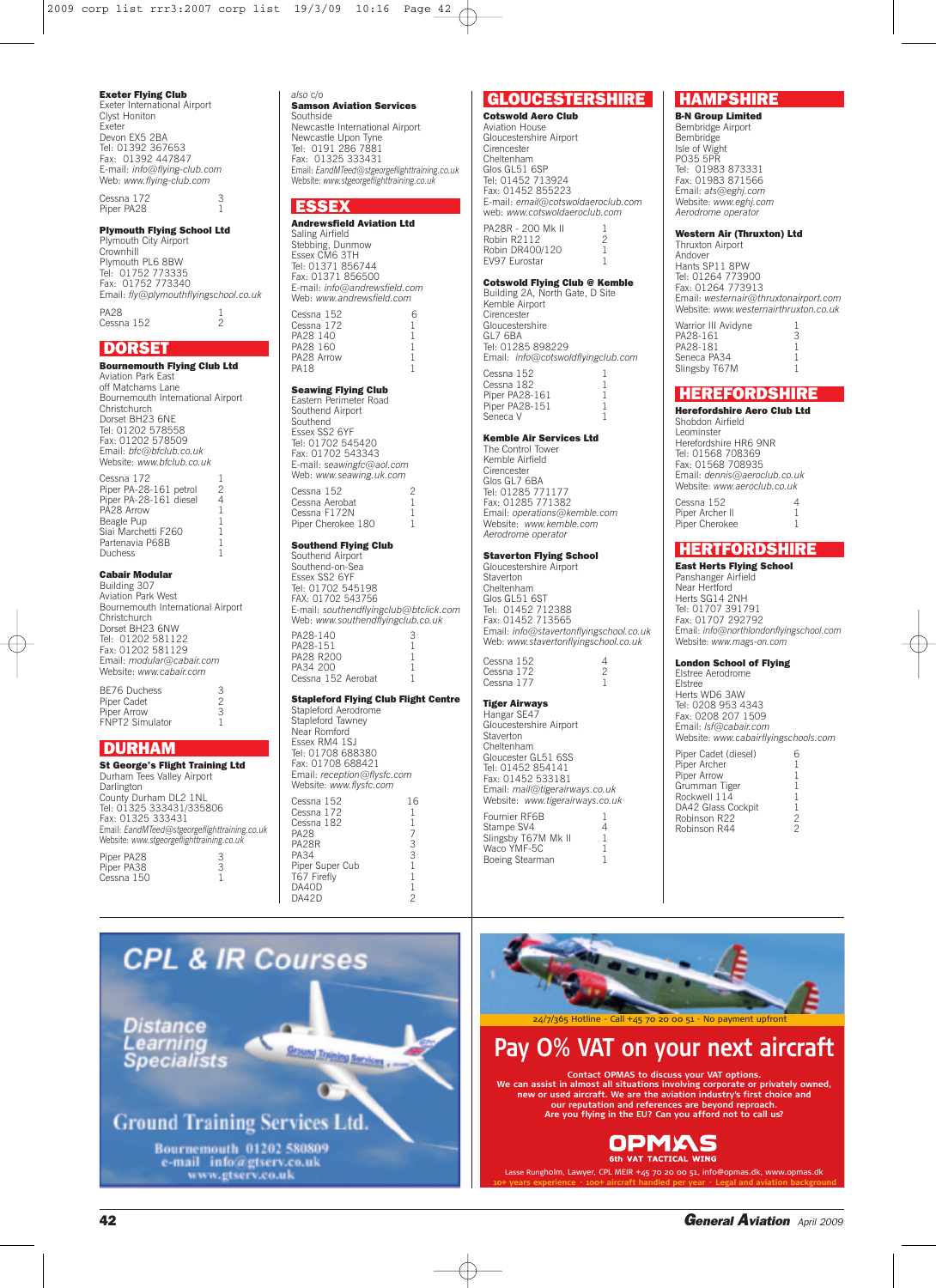**Exeter Flying Club**
Exeter International Airport
Clyst Honiton
Exeter
Devon EX5 2BA
Tel: 01392 367653
Fax: 01392 447847
E-mail: *info@flying-club.com*
Web: *www.flying-club.com*

| | |
|---|---|
| Cessna 172 | 3 |
| Piper PA28 | 1 |

**Plymouth Flying School Ltd**
Plymouth City Airport
Crownhill
Plymouth PL6 8BW
Tel: 01752 773335
Fax: 01752 773340
Email: *fly@plymouthflyingschool.co.uk*

| | |
|---|---|
| PA28 | 1 |
| Cessna 152 | 2 |

## DORSET

**Bournemouth Flying Club Ltd**
Aviation Park East
off Matchams Lane
Bournemouth International Airport
Christchurch
Dorset BH23 6NE
Tel: 01202 578558
Fax: 01202 578509
Email: *bfc@bfclub.co.uk*
Website: *www.bfclub.co.uk*

| | |
|---|---|
| Cessna 172 | 1 |
| Piper PA-28-161 petrol | 2 |
| Piper PA-28-161 diesel | 4 |
| PA28 Arrow | 1 |
| Beagle Pup | 1 |
| Siai Marchetti F260 | 1 |
| Partenavia P68B | 1 |
| Duchess | 1 |

**Cabair Modular**
Building 307
Aviation Park West
Bournemouth International Airport
Christchurch
Dorset BH23 6NW
Tel: 01202 581122
Fax: 01202 581129
Email: *modular@cabair.com*
Website: *www.cabair.com*

| | |
|---|---|
| BE76 Duchess | 3 |
| Piper Cadet | 2 |
| Piper Arrow | 3 |
| FNPT2 Simulator | 1 |

## DURHAM

**St George's Flight Training Ltd**
Durham Tees Valley Airport
Darlington
County Durham DL2 1NL
Tel: 01325 333431/335806
Fax: 01325 333431
Email: *EandMTeed@stgeorgeflighttraining.co.uk*
Website: *www.stgeorgeflighttraining.co.uk*

| | |
|---|---|
| Piper PA28 | 3 |
| Piper PA38 | 3 |
| Cessna 150 | 1 |

*also c/o*
**Samson Aviation Services**
Southside
Newcastle International Airport
Newcastle Upon Tyne
Tel: 0191 286 7881
Fax: 01325 333431
Email: *EandMTeed@stgeorgeflighttraining.co.uk*
Website: *www.stgeorgeflighttraining.co.uk*

## ESSEX

**Andrewsfield Aviation Ltd**
Saling Airfield
Stebbing, Dunmow
Essex CM6 3TH
Tel: 01371 856744
Fax: 01371 856500
E-mail: *info@andrewsfield.com*
Web: *www.andrewsfield.com*

| | |
|---|---|
| Cessna 152 | 6 |
| Cessna 172 | 1 |
| PA28 140 | 1 |
| PA28 160 | 1 |
| PA28 Arrow | 1 |
| PA18 | 1 |

**Seawing Flying Club**
Eastern Perimeter Road
Southend Airport
Southend
Essex SS2 6YF
Tel: 01702 545420
Fax: 01702 543343
E-mail: *seawingfc@aol.com*
Web: *www.seawing.uk.com*

| | |
|---|---|
| Cessna 152 | 2 |
| Cessna Aerobat | 1 |
| Cessna F172N | 1 |
| Piper Cherokee 180 | 1 |

**Southend Flying Club**
Southend Airport
Southend-on-Sea
Essex SS2 6YF
Tel: 01702 545198
FAX: 01702 543756
E-mail: *southendflyingclub@btclick.com*
Web: *www.southendflyingclub.co.uk*

| | |
|---|---|
| PA28-140 | 3 |
| PA28-151 | 1 |
| PA28 R200 | 1 |
| PA34 200 | 1 |
| Cessna 152 Aerobat | 1 |

**Stapleford Flying Club Flight Centre**
Stapleford Aerodrome
Stapleford Tawney
Near Romford
Essex RM4 1SJ
Tel: 01708 688380
Fax: 01708 688421
Email: *reception@flysfc.com*
Website: *www.flysfc.com*

| | |
|---|---|
| Cessna 152 | 16 |
| Cessna 172 | 1 |
| Cessna 182 | 1 |
| PA28 | 7 |
| PA28R | 3 |
| PA34 | 3 |
| Piper Super Cub | 1 |
| T67 Firefly | 1 |
| DA40D | 1 |
| DA42D | 2 |

## GLOUCESTERSHIRE

**Cotswold Aero Club**
Aviation House
Gloucestershire Airport
Cirencester
Cheltenham
Glos GL51 6SP
Tel: 01452 713924
Fax: 01452 855223
E-mail: *email@cotswoldaeroclub.com*
web: *www.cotswoldaeroclub.com*

| | |
|---|---|
| PA28R - 200 Mk II | 1 |
| Robin R2112 | 2 |
| Robin DR400/120 | 1 |
| EV97 Eurostar | 1 |

**Cotswold Flying Club @ Kemble**
Building 2A, North Gate, D Site
Kemble Airport
Cirencester
Gloucestershire
GL7 6BA
Tel: 01285 898229
Email: *info@cotswoldflyingclub.com*

| | |
|---|---|
| Cessna 152 | 1 |
| Cessna 182 | 1 |
| Piper PA28-161 | 1 |
| Piper PA28-151 | 1 |
| Seneca V | 1 |

**Kemble Air Services Ltd**
The Control Tower
Kemble Airfield
Cirencester
Glos GL7 6BA
Tel: 01285 771177
Fax: 01285 771382
Email: *operations@kemble.com*
Website: *www.kemble.com*
*Aerodrome operator*

**Staverton Flying School**
Gloucestershire Airport
Staverton
Cheltenham
Glos GL51 6ST
Tel: 01452 712388
Fax: 01452 713565
Email: *info@stavertonflyingschool.co.uk*
Web: *www.stavertonflyingschool.co.uk*

| | |
|---|---|
| Cessna 152 | 4 |
| Cessna 172 | 2 |
| Cessna 177 | 1 |

**Tiger Airways**
Hangar SE47
Gloucestershire Airport
Staverton
Cheltenham
Gloucester GL51 6SS
Tel: 01452 854141
Fax: 01452 533181
Email: *mail@tigerairways.co.uk*
Website: *www.tigerairways.co.uk*

| | |
|---|---|
| Fournier RF6B | 1 |
| Stampe SV4 | 4 |
| Slingsby T67M Mk II | 1 |
| Waco YMF-5C | 1 |
| Boeing Stearman | 1 |

## HAMPSHIRE

**B-N Group Limited**
Bembridge Airport
Bembridge
Isle of Wight
PO35 5PR
Tel: 01983 873331
Fax: 01983 871566
Email: *ats@eghj.com*
Website: *www.eghj.com*
*Aerodrome operator*

**Western Air (Thruxton) Ltd**
Thruxton Airport
Andover
Hants SP11 8PW
Tel: 01264 773900
Fax: 01264 773913
Email: *westernair@thruxtonairport.com*
Website: *www.westernairthruxton.co.uk*

| | |
|---|---|
| Warrior III Avidyne | 1 |
| PA28-161 | 3 |
| PA28-181 | 1 |
| Seneca PA34 | 1 |
| Slingsby T67M | 1 |

## HEREFORDSHIRE

**Herefordshire Aero Club Ltd**
Shobdon Airfield
Leominster
Herefordshire HR6 9NR
Tel: 01568 708369
Fax: 01568 708935
Email: *dennis@aeroclub.co.uk*
Website: *www.aeroclub.co.uk*

| | |
|---|---|
| Cessna 152 | 4 |
| Piper Archer II | 1 |
| Piper Cherokee | 1 |

## HERTFORDSHIRE

**East Herts Flying School**
Panshanger Airfield
Near Hertford
Herts SG14 2NH
Tel: 01707 391791
Fax: 01707 292792
Email: *info@northlondonflyingschool.com*
Website: *www.mags-on.com*

**London School of Flying**
Elstree Aerodrome
Elstree
Herts WD6 3AW
Tel: 0208 953 4343
Fax: 0208 207 1509
Email: *lsf@cabair.com*
Website: *www.cabairflyingschools.com*

| | |
|---|---|
| Piper Cadet (diesel) | 6 |
| Piper Archer | 1 |
| Piper Arrow | 1 |
| Grumman Tiger | 1 |
| Rockwell 114 | 1 |
| DA42 Glass Cockpit | 1 |
| Robinson R22 | 2 |
| Robinson R44 | 2 |

CPL & IR Courses

Distance Learning Specialists

Ground Training Services Ltd.

Bournemouth 01202 580809
e-mail info@gtserv.co.uk
www.gtserv.co.uk

24/7/365 Hotline - Call +45 70 20 00 51 - No payment upfront

Pay 0% VAT on your next aircraft

Contact OPMAS to discuss your VAT options.
We can assist in almost all situations involving corporate or privately owned, new or used aircraft. We are the aviation industry's first choice and our reputation and references are beyond reproach.
Are you flying in the EU? Can you afford not to call us?

OPMAS
6th VAT TACTICAL WING

Lasse Rungholm, Lawyer, CPL MEIR +45 70 20 00 51, info@opmas.dk, www.opmas.dk
10+ years experience · 100+ aircraft handled per year · Legal and aviation background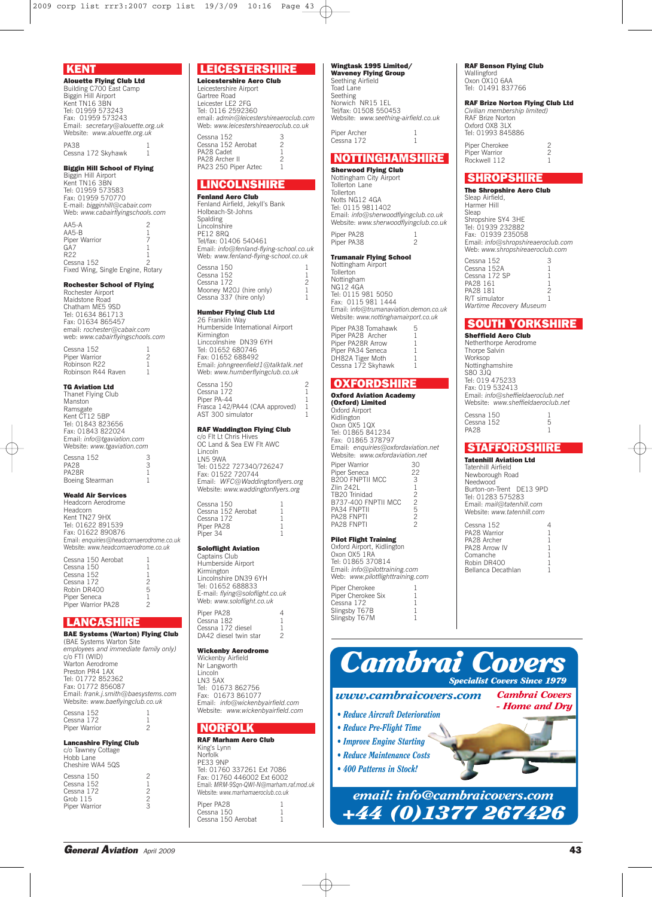## KENT

**Alouette Flying Club Ltd**
Building C700 East Camp
Biggin Hill Airport
Kent TN16 3BN
Tel: 01959 573243
Fax: 01959 573243
Email: *secretary@alouette.org.uk*
Website: *www.alouette.org.uk*

| | |
|---|---|
| PA38 | 1 |
| Cessna 172 Skyhawk | 1 |

**Biggin Hill School of Flying**
Biggin Hill Airport
Kent TN16 3BN
Tel: 01959 573583
Fax: 01959 570770
E-mail: *bigginhill@cabair.com*
Web: *www.cabairflyingschools.com*

| | |
|---|---|
| AA5-A | 2 |
| AA5-B | 1 |
| Piper Warrior | 7 |
| GA7 | 1 |
| R22 | 1 |
| Cessna 152 | 2 |

Fixed Wing, Single Engine, Rotary

**Rochester School of Flying**
Rochester Airport
Maidstone Road
Chatham ME5 9SD
Tel: 01634 861713
Fax: 01634 865457
email: *rochester@cabair.com*
web: *www.cabairflyingschools.com*

| | |
|---|---|
| Cessna 152 | 1 |
| Piper Warrior | 2 |
| Robinson R22 | 1 |
| Robinson R44 Raven | 1 |

**TG Aviation Ltd**
Thanet Flying Club
Manston
Ramsgate
Kent CT12 5BP
Tel: 01843 823656
Fax: 01843 822024
Email: *info@tgaviation.com*
Website: *www.tgaviation.com*

| | |
|---|---|
| Cessna 152 | 3 |
| PA28 | 3 |
| PA28R | 1 |
| Boeing Stearman | 1 |

**Weald Air Services**
Headcorn Aerodrome
Headcorn
Kent TN27 9HX
Tel: 01622 891539
Fax: 01622 890876
Email: *enquiries@headcornaerodrome.co.uk*
Website: *www.headcornaerodrome.co.uk*

| | |
|---|---|
| Cessna 150 Aerobat | 1 |
| Cessna 150 | 1 |
| Cessna 152 | 1 |
| Cessna 172 | 2 |
| Robin DR400 | 5 |
| Piper Seneca | 1 |
| Piper Warrior PA28 | 2 |

## LANCASHIRE

**BAE Systems (Warton) Flying Club**
(BAE Systems Warton Site
*employees and immediate family only)*
c/o FTI (WID)
Warton Aerodrome
Preston PR4 1AX
Tel: 01772 852362
Fax: 01772 856087
Email: *frank.j.smith@baesystems.com*
Website: *www.baeflyingclub.co.uk*

| | |
|---|---|
| Cessna 152 | 1 |
| Cessna 172 | 1 |
| Piper Warrior | 2 |

**Lancashire Flying Club**
c/o Tawney Cottage
Hobb Lane
Cheshire WA4 5QS

| | |
|---|---|
| Cessna 150 | 2 |
| Cessna 152 | 1 |
| Cessna 172 | 2 |
| Grob 115 | 2 |
| Piper Warrior | 3 |

## LEICESTERSHIRE

**Leicestershire Aero Club**
Leicestershire Airport
Gartree Road
Leicester LE2 2FG
Tel: 0116 2592360
email: *admin@leicestershireaeroclub.com*
Web: *www.leicestershireaeroclub.co.uk*

| | |
|---|---|
| Cessna 152 | 3 |
| Cessna 152 Aerobat | 2 |
| PA28 Cadet | 1 |
| PA28 Archer II | 2 |
| PA23 250 Piper Aztec | 1 |

## LINCOLNSHIRE

**Fenland Aero Club**
Fenland Airfield, Jekyll's Bank
Holbeach-St-Johns
Spalding
Lincolnshire
PE12 8RQ
Tel/fax: 01406 540461
Email: *info@fenland-flying-school.co.uk*
Web: *www.fenland-flying-school.co.uk*

| | |
|---|---|
| Cessna 150 | 1 |
| Cessna 152 | 1 |
| Cessna 172 | 2 |
| Mooney M20J (hire only) | 1 |
| Cessna 337 (hire only) | 1 |

**Humber Flying Club Ltd**
26 Franklin Way
Humberside International Airport
Kirmington
Lincolnshire DN39 6YH
Tel: 01652 680746
Fax: 01652 688492
Email: *johngreenfield1@talktalk.net*
Web: *www.humberflyingclub.co.uk*

| | |
|---|---|
| Cessna 150 | 2 |
| Cessna 172 | 1 |
| Piper PA-44 | 1 |
| Frasca 142/PA44 (CAA approved) | 1 |
| AST 300 simulator | 1 |

**RAF Waddington Flying Club**
c/o Flt Lt Chris Hives
OC Land & Sea EW Flt AWC
Lincoln
LN5 9WA
Tel: 01522 727340/726247
Fax: 01522 720744
Email: *WFC@Waddingtonflyers.org*
Website: *www.waddingtonflyers.org*

| | |
|---|---|
| Cessna 150 | 1 |
| Cessna 152 Aerobat | 1 |
| Cessna 172 | 1 |
| Piper PA28 | 1 |
| Piper 34 | 1 |

**Soloflight Aviation**
Captains Club
Humberside Airport
Kirmington
Lincolnshire DN39 6YH
Tel: 01652 688833
E-mail: *flying@soloflight.co.uk*
Web: *www.soloflight.co.uk*

| | |
|---|---|
| Piper PA28 | 4 |
| Cessna 182 | 1 |
| Cessna 172 diesel | 1 |
| DA42 diesel twin star | 2 |

**Wickenby Aerodrome**
Wickenby Airfield
Nr Langworth
Lincoln
LN3 5AX
Tel: 01673 862756
Fax: 01673 861077
Email: *info@wickenbyairfield.com*
Website: *www.wickenbyairfield.com*

## NORFOLK

**RAF Marham Aero Club**
King's Lynn
Norfolk
PE33 9NP
Tel: 01760 337261 Ext 7086
Fax: 01760 446002 Ext 6002
Email: *MRM-9Sqn-QWI-N@marham.raf.mod.uk*
Website: *www.marhamaeroclub.co.uk*

| | |
|---|---|
| Piper PA28 | 1 |
| Cessna 150 | 1 |
| Cessna 150 Aerobat | 1 |

**Wingtask 1995 Limited/ Waveney Flying Group**
Seething Airfield
Toad Lane
Seething
Norwich NR15 1EL
Tel/fax: 01508 550453
Website: *www.seething-airfield.co.uk*

| | |
|---|---|
| Piper Archer | 1 |
| Cessna 172 | 1 |

## NOTTINGHAMSHIRE

**Sherwood Flying Club**
Nottingham City Airport
Tollerton Lane
Tollerton
Notts NG12 4GA
Tel: 0115 9811402
Email: *info@sherwoodflyingclub.co.uk*
Website: *www.sherwoodflyingclub.co.uk*

| | |
|---|---|
| Piper PA28 | 1 |
| Piper PA38 | 2 |

**Trumanair Flying School**
Nottingham Airport
Tollerton
Nottingham
NG12 4GA
Tel: 0115 981 5050
Fax: 0115 981 1444
Email: *info@trumanaviation.demon.co.uk*
Website: *www.nottinghamairport.co.uk*

| | |
|---|---|
| Piper PA38 Tomahawk | 5 |
| Piper PA28 Archer | 1 |
| Piper PA28R Arrow | 1 |
| Piper PA34 Seneca | 1 |
| DH82A Tiger Moth | 1 |
| Cessna 172 Skyhawk | 1 |

## OXFORDSHIRE

**Oxford Aviation Academy (Oxford) Limited**
Oxford Airport
Kidlington
Oxon OX5 1QX
Tel: 01865 841234
Fax: 01865 378797
Email: *enquiries@oxfordaviation.net*
Website: *www.oxfordaviation.net*

| | |
|---|---|
| Piper Warrior | 30 |
| Piper Seneca | 22 |
| B200 FNPTII MCC | 3 |
| Zlin 242L | 1 |
| TB20 Trinidad | 2 |
| B737-400 FNPTII MCC | 2 |
| PA34 FNPTII | 5 |
| PA28 FNPTI | 2 |
| PA28 FNPTI | 2 |

**Pilot Flight Training**
Oxford Airport, Kidlington
Oxon OX5 1RA
Tel: 01865 370814
Email: *info@pilottraining.com*
Web: *www.pilotflighttraining.com*

| | |
|---|---|
| Piper Cherokee | 1 |
| Piper Cherokee Six | 1 |
| Cessna 172 | 1 |
| Slingsby T67B | 1 |
| Slingsby T67M | 1 |

**RAF Benson Flying Club**
Wallingford
Oxon OX10 6AA
Tel: 01491 837766

**RAF Brize Norton Flying Club Ltd**
*Civilian membership limited)*
RAF Brize Norton
Oxford OX8 3LX
Tel: 01993 845886

| | |
|---|---|
| Piper Cherokee | 2 |
| Piper Warrior | 2 |
| Rockwell 112 | 1 |

## SHROPSHIRE

**The Shropshire Aero Club**
Sleap Airfield,
Harmer Hill
Sleap
Shropshire SY4 3HE
Tel: 01939 232882
Fax: 01939 235058
Email: *info@shropshireaeroclub.com*
Web: *www.shropshireaeroclub.com*

| | |
|---|---|
| Cessna 152 | 3 |
| Cessna 152A | 1 |
| Cessna 172 SP | 1 |
| PA28 161 | 1 |
| PA28 181 | 2 |
| R/T simulator | 1 |

*Wartime Recovery Museum*

## SOUTH YORKSHIRE

**Sheffield Aero Club**
Netherthorpe Aerodrome
Thorpe Salvin
Worksop
Nottinghamshire
S80 3JQ
Tel: 019 475233
Fax: 019 532413
Email: *info@sheffieldaeroclub.net*
Website: *www.sheffieldaeroclub.net*

| | |
|---|---|
| Cessna 150 | 1 |
| Cessna 152 | 5 |
| PA28 | 1 |

## STAFFORDSHIRE

**Tatenhill Aviation Ltd**
Tatenhill Airfield
Newborough Road
Needwood
Burton-on-Trent DE13 9PD
Tel: 01283 575283
Email: *mail@tatenhill.com*
Website: *www.tatenhill.com*

| | |
|---|---|
| Cessna 152 | 4 |
| PA28 Warrior | 1 |
| PA28 Archer | 1 |
| PA28 Arrow IV | 1 |
| Comanche | 1 |
| Robin DR400 | 1 |
| Bellanca Decathlan | 1 |

# Cambrai Covers

**Specialist Covers Since 1979**

*www.cambraicovers.com*

*Cambrai Covers - Home and Dry*

- *Reduce Aircraft Deterioration*
- *Reduce Pre-Flight Time*
- *Improve Engine Starting*
- *Reduce Maintenance Costs*
- *400 Patterns in Stock!*

*email: info@cambraicovers.com*

**+44 (0)1377 267426**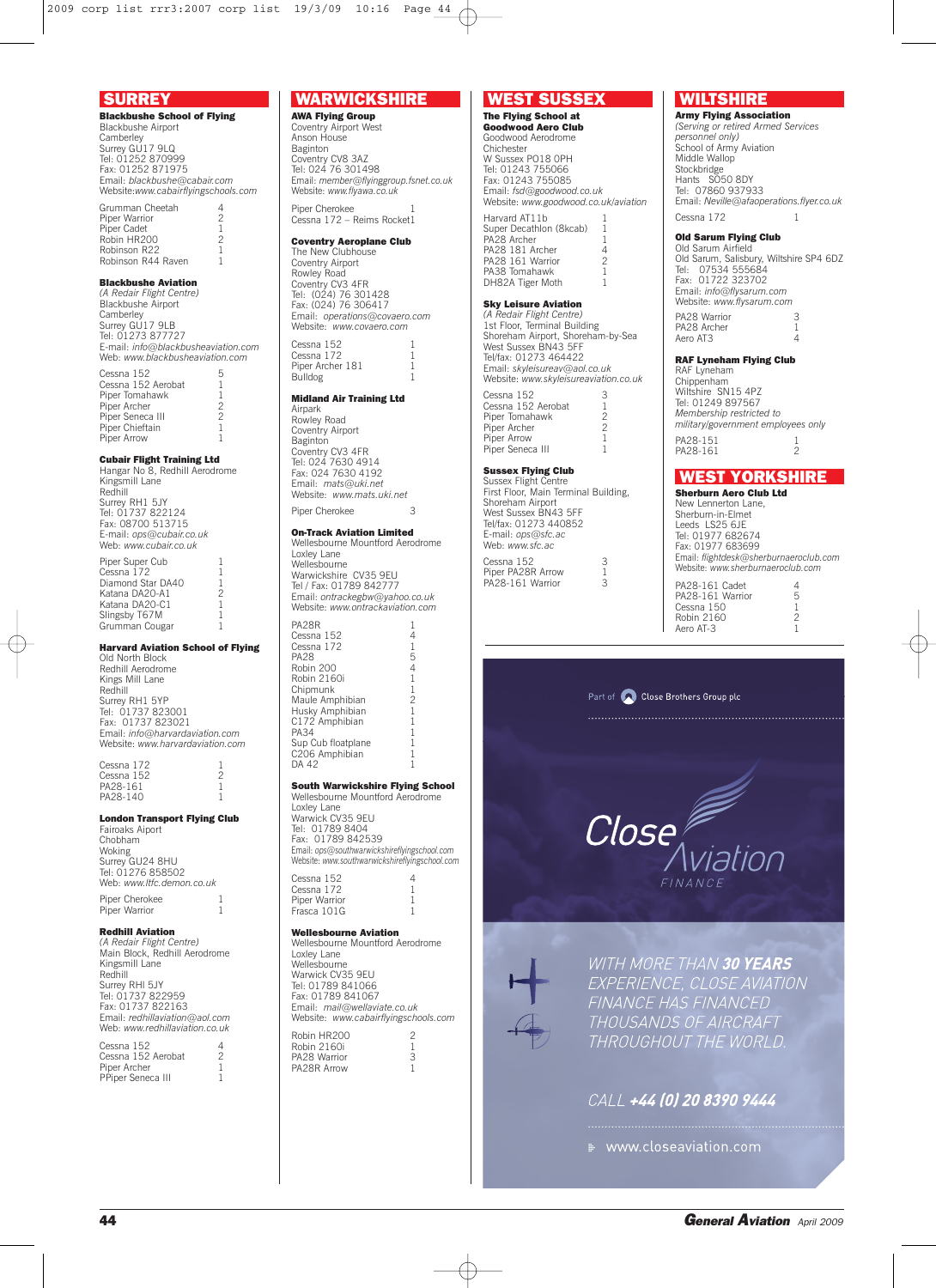## SURREY

**Blackbushe School of Flying**
Blackbushe Airport
Camberley
Surrey GU17 9LQ
Tel: 01252 870999
Fax: 01252 871975
Email: *blackbushe@cabair.com*
Website:*www.cabairflyingschools.com*

| | |
|---|---|
| Grumman Cheetah | 4 |
| Piper Warrior | 2 |
| Piper Cadet | 1 |
| Robin HR200 | 2 |
| Robinson R22 | 1 |
| Robinson R44 Raven | 1 |

**Blackbushe Aviation**
*(A Redair Flight Centre)*
Blackbushe Airport
Camberley
Surrey GU17 9LB
Tel: 01273 877727
E-mail: *info@blackbusheaviation.com*
Web: *www.blackbusheaviation.com*

| | |
|---|---|
| Cessna 152 | 5 |
| Cessna 152 Aerobat | 1 |
| Piper Tomahawk | 1 |
| Piper Archer | 2 |
| Piper Seneca III | 2 |
| Piper Chieftain | 1 |
| Piper Arrow | 1 |

**Cubair Flight Training Ltd**
Hangar No 8, Redhill Aerodrome
Kingsmill Lane
Redhill
Surrey RH1 5JY
Tel: 01737 822124
Fax: 08700 513715
E-mail: *ops@cubair.co.uk*
Web: *www.cubair.co.uk*

| | |
|---|---|
| Piper Super Cub | 1 |
| Cessna 172 | 1 |
| Diamond Star DA40 | 1 |
| Katana DA20-A1 | 2 |
| Katana DA20-C1 | 1 |
| Slingsby T67M | 1 |
| Grumman Cougar | 1 |

**Harvard Aviation School of Flying**
Old North Block
Redhill Aerodrome
Kings Mill Lane
Redhill
Surrey RH1 5YP
Tel: 01737 823001
Fax: 01737 823021
Email: *info@harvardaviation.com*
Website: *www.harvardaviation.com*

| | |
|---|---|
| Cessna 172 | 1 |
| Cessna 152 | 2 |
| PA28-161 | 1 |
| PA28-140 | 1 |

**London Transport Flying Club**
Fairoaks Aiport
Chobham
Woking
Surrey GU24 8HU
Tel: 01276 858502
Web: *www.ltfc.demon.co.uk*

| | |
|---|---|
| Piper Cherokee | 1 |
| Piper Warrior | 1 |

**Redhill Aviation**
*(A Redair Flight Centre)*
Main Block, Redhill Aerodrome
Kingsmill Lane
Redhill
Surrey RHI 5JY
Tel: 01737 822959
Fax: 01737 822163
Email: *redhillaviation@aol.com*
Web: *www.redhillaviation.co.uk*

| | |
|---|---|
| Cessna 152 | 4 |
| Cessna 152 Aerobat | 2 |
| Piper Archer | 1 |
| PPiper Seneca III | 1 |

## WARWICKSHIRE

**AWA Flying Group**
Coventry Airport West
Anson House
Baginton
Coventry CV8 3AZ
Tel: 024 76 301498
Email: *member@flyinggroup.fsnet.co.uk*
Website: *www.flyawa.co.uk*

| | |
|---|---|
| Piper Cherokee | 1 |
| Cessna 172 – Reims Rocket | 1 |

**Coventry Aeroplane Club**
The New Clubhouse
Coventry Airport
Rowley Road
Coventry CV3 4FR
Tel: (024) 76 301428
Fax: (024) 76 306417
Email: *operations@covaero.com*
Website: *www.covaero.com*

| | |
|---|---|
| Cessna 152 | 1 |
| Cessna 172 | 1 |
| Piper Archer 181 | 1 |
| Bulldog | 1 |

**Midland Air Training Ltd**
Airpark
Rowley Road
Coventry Airport
Baginton
Coventry CV3 4FR
Tel: 024 7630 4914
Fax: 024 7630 4192
Email: *mats@uki.net*
Website: *www.mats.uki.net*

| | |
|---|---|
| Piper Cherokee | 3 |

**On-Track Aviation Limited**
Wellesbourne Mountford Aerodrome
Loxley Lane
Wellesbourne
Warwickshire CV35 9EU
Tel / Fax: 01789 842777
Email: *ontrackegbw@yahoo.co.uk*
Website: *www.ontrackaviation.com*

| | |
|---|---|
| PA28R | 1 |
| Cessna 152 | 4 |
| Cessna 172 | 1 |
| PA28 | 5 |
| Robin 200 | 4 |
| Robin 2160i | 1 |
| Chipmunk | 1 |
| Maule Amphibian | 2 |
| Husky Amphibian | 1 |
| C172 Amphibian | 1 |
| PA34 | 1 |
| Sup Cub floatplane | 1 |
| C206 Amphibian | 1 |
| DA 42 | 1 |

**South Warwickshire Flying School**
Wellesbourne Mountford Aerodrome
Loxley Lane
Warwick CV35 9EU
Tel: 01789 8404
Fax: 01789 842539
Email: *ops@southwarwickshireflyingschool.com*
Website: *www.southwarwickshireflyingschool.com*

| | |
|---|---|
| Cessna 152 | 4 |
| Cessna 172 | 1 |
| Piper Warrior | 1 |
| Frasca 101G | 1 |

**Wellesbourne Aviation**
Wellesbourne Mountford Aerodrome
Loxley Lane
Wellesbourne
Warwick CV35 9EU
Tel: 01789 841066
Fax: 01789 841067
Email: *mail@wellaviate.co.uk*
Website: *www.cabairflyingschools.com*

| | |
|---|---|
| Robin HR200 | 2 |
| Robin 2160i | 1 |
| PA28 Warrior | 3 |
| PA28R Arrow | 1 |

## WEST SUSSEX

**The Flying School at Goodwood Aero Club**
Goodwood Aerodrome
Chichester
W Sussex PO18 0PH
Tel: 01243 755066
Fax: 01243 755085
Email: *fsd@goodwood.co.uk*
Website: *www.goodwood.co.uk/aviation*

| | |
|---|---|
| Harvard AT11b | 1 |
| Super Decathlon (8kcab) | 1 |
| PA28 Archer | 1 |
| PA28 181 Archer | 4 |
| PA28 161 Warrior | 2 |
| PA38 Tomahawk | 1 |
| DH82A Tiger Moth | 1 |

**Sky Leisure Aviation**
*(A Redair Flight Centre)*
1st Floor, Terminal Building
Shoreham Airport, Shoreham-by-Sea
West Sussex BN43 5FF
Tel/fax: 01273 464422
Email: *skyleisureav@aol.co.uk*
Website: *www.skyleisureaviation.co.uk*

| | |
|---|---|
| Cessna 152 | 3 |
| Cessna 152 Aerobat | 1 |
| Piper Tomahawk | 2 |
| Piper Archer | 2 |
| Piper Arrow | 1 |
| Piper Seneca III | 1 |

**Sussex Flying Club**
Sussex Flight Centre
First Floor, Main Terminal Building,
Shoreham Airport
West Sussex BN43 5FF
Tel/fax: 01273 440852
E-mail: *ops@sfc.ac*
Web: *www.sfc.ac*

| | |
|---|---|
| Cessna 152 | 3 |
| Piper PA28R Arrow | 1 |
| PA28-161 Warrior | 3 |

## WILTSHIRE

**Army Flying Association**
*(Serving or retired Armed Services personnel only)*
School of Army Aviation
Middle Wallop
Stockbridge
Hants SO50 8DY
Tel: 07860 937933
Email: *Neville@afaoperations.flyer.co.uk*

| | |
|---|---|
| Cessna 172 | 1 |

**Old Sarum Flying Club**
Old Sarum Airfield
Old Sarum, Salisbury, Wiltshire SP4 6DZ
Tel: 07534 555684
Fax: 01722 323702
Email: *info@flysarum.com*
Website: *www.flysarum.com*

| | |
|---|---|
| PA28 Warrior | 3 |
| PA28 Archer | 1 |
| Aero AT3 | 4 |

**RAF Lyneham Flying Club**
RAF Lyneham
Chippenham
Wiltshire SN15 4PZ
Tel: 01249 897567
*Membership restricted to military/government employees only*

| | |
|---|---|
| PA28-151 | 1 |
| PA28-161 | 2 |

## WEST YORKSHIRE

**Sherburn Aero Club Ltd**
New Lennerton Lane,
Sherburn-in-Elmet
Leeds LS25 6JE
Tel: 01977 682674
Fax: 01977 683699
Email: *flightdesk@sherburnaeroclub.com*
Website: *www.sherburnaeroclub.com*

| | |
|---|---|
| PA28-161 Cadet | 4 |
| PA28-161 Warrior | 5 |
| Cessna 150 | 1 |
| Robin 2160 | 2 |
| Aero AT-3 | 1 |

Part of Close Brothers Group plc

Close Aviation FINANCE

WITH MORE THAN **30 YEARS** EXPERIENCE, CLOSE AVIATION FINANCE HAS FINANCED THOUSANDS OF AIRCRAFT THROUGHOUT THE WORLD.

CALL **+44 (0) 20 8390 9444**

www.closeaviation.com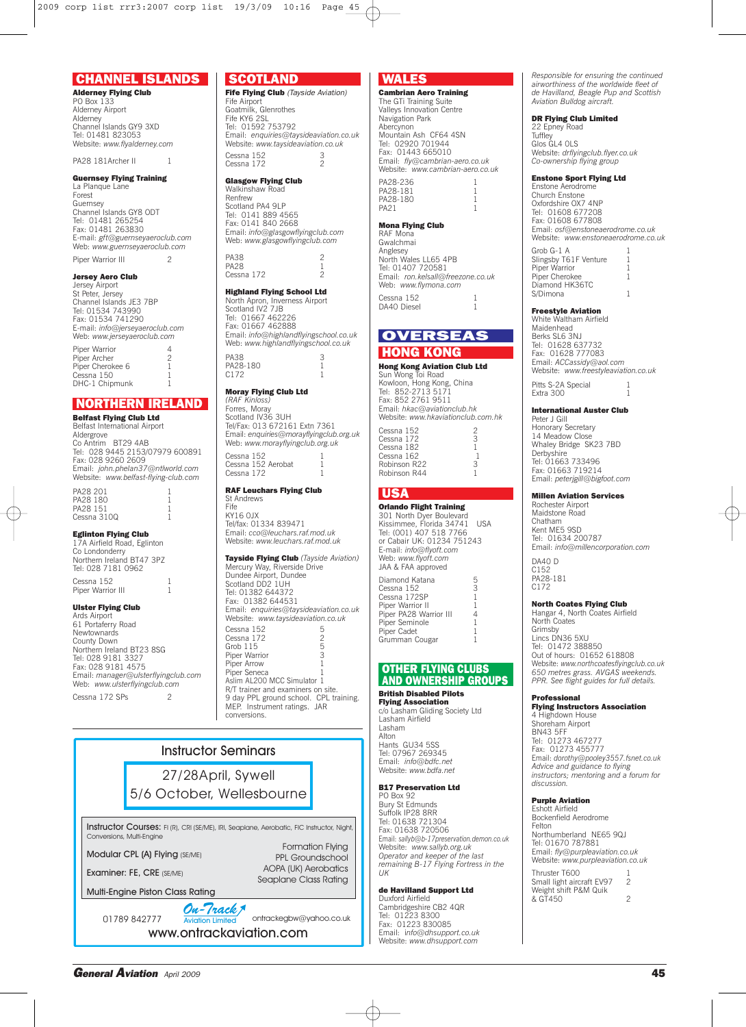## CHANNEL ISLANDS

**Alderney Flying Club**
PO Box 133
Alderney Airport
Alderney
Channel Islands GY9 3XD
Tel: 01481 823053
Website: *www.flyalderney.com*

| | |
|---|---|
| PA28 181Archer II | 1 |

**Guernsey Flying Training**
La Planque Lane
Forest
Guernsey
Channel Islands GY8 ODT
Tel: 01481 265254
Fax: 01481 263830
E-mail: *gft@guernseyaeroclub.com*
Web: *www.guernseyaeroclub.com*

| | |
|---|---|
| Piper Warrior III | 2 |

**Jersey Aero Club**
Jersey Airport
St Peter, Jersey
Channel Islands JE3 7BP
Tel: 01534 743990
Fax: 01534 741290
E-mail: *info@jerseyaeroclub.com*
Web: *www.jerseyaeroclub.com*

| | |
|---|---|
| Piper Warrior | 4 |
| Piper Archer | 2 |
| Piper Cherokee 6 | 1 |
| Cessna 150 | 1 |
| DHC-1 Chipmunk | 1 |

## NORTHERN IRELAND

**Belfast Flying Club Ltd**
Belfast International Airport
Aldergrove
Co Antrim BT29 4AB
Tel: 028 9445 2153/07979 600891
Fax: 028 9260 2609
Email: *john.phelan37@ntlworld.com*
Website: *www.belfast-flying-club.com*

| | |
|---|---|
| PA28 201 | 1 |
| PA28 180 | 1 |
| PA28 151 | 1 |
| Cessna 310Q | 1 |

**Eglinton Flying Club**
17A Airfield Road, Eglinton
Co Londonderry
Northern Ireland BT47 3PZ
Tel: 028 7181 0962

| | |
|---|---|
| Cessna 152 | 1 |
| Piper Warrior III | 1 |

**Ulster Flying Club**
Ards Airport
61 Portaferry Road
Newtownards
County Down
Northern Ireland BT23 8SG
Tel: 028 9181 3327
Fax: 028 9181 4575
Email: *manager@ulsterflyingclub.com*
Web: *www.ulsterflyingclub.com*

| | |
|---|---|
| Cessna 172 SPs | 2 |

## SCOTLAND

**Fife Flying Club** *(Tayside Aviation)*
Fife Airport
Goatmilk, Glenrothes
Fife KY6 2SL
Tel: 01592 753792
Email: *enquiries@taysideaviation.co.uk*
Website: *www.taysideaviation.co.uk*

| | |
|---|---|
| Cessna 152 | 3 |
| Cessna 172 | 2 |

**Glasgow Flying Club**
Walkinshaw Road
Renfrew
Scotland PA4 9LP
Tel: 0141 889 4565
Fax: 0141 840 2668
Email: *info@glasgowflyingclub.com*
Web: *www.glasgowflyingclub.com*

| | |
|---|---|
| PA38 | 2 |
| PA28 | 1 |
| Cessna 172 | 2 |

**Highland Flying School Ltd**
North Apron, Inverness Airport
Scotland IV2 7JB
Tel: 01667 462226
Fax: 01667 462888
Email: *info@highlandflyingschool.co.uk*
Web: *www.highlandflyingschool.co.uk*

| | |
|---|---|
| PA38 | 3 |
| PA28-180 | 1 |
| C172 | 1 |

**Moray Flying Club Ltd**
*(RAF Kinloss)*
Forres, Moray
Scotland IV36 3UH
Tel/Fax: 013 672161 Extn 7361
Email: *enquiries@morayflyingclub.org.uk*
Web: *www.morayflyingclub.org.uk*

| | |
|---|---|
| Cessna 152 | 1 |
| Cessna 152 Aerobat | 1 |
| Cessna 172 | 1 |

**RAF Leuchars Flying Club**
St Andrews
Fife
KY16 0JX
Tel/fax: 01334 839471
Email: *cco@leuchars.raf.mod.uk*
Website: *www.leuchars.raf.mod.uk*

**Tayside Flying Club** *(Tayside Aviation)*
Mercury Way, Riverside Drive
Dundee Airport, Dundee
Scotland DD2 1UH
Tel: 01382 644372
Fax: 01382 644531
Email: *enquiries@taysideaviation.co.uk*
Website: *www.taysideaviation.co.uk*

| | |
|---|---|
| Cessna 152 | 5 |
| Cessna 172 | 2 |
| Grob 115 | 5 |
| Piper Warrior | 3 |
| Piper Arrow | 1 |
| Piper Seneca | 1 |
| Aslim AL200 MCC Simulator | 1 |

R/T trainer and examiners on site. 9 day PPL ground school. CPL training. MEP. Instrument ratings. JAR conversions.

## WALES

**Cambrian Aero Training**
The GTi Training Suite
Valleys Innovation Centre
Navigation Park
Abercynon
Mountain Ash CF64 4SN
Tel: 02920 701944
Fax: 01443 665010
Email: *fly@cambrian-aero.co.uk*
Website: *www.cambrian-aero.co.uk*

| | |
|---|---|
| PA28-236 | 1 |
| PA28-181 | 1 |
| PA28-180 | 1 |
| PA21 | 1 |

**Mona Flying Club**
RAF Mona
Gwalchmai
Anglesey
North Wales LL65 4PB
Tel: 01407 720581
Email: *ron.kelsall@freezone.co.uk*
Web: *www.flymona.com*

| | |
|---|---|
| Cessna 152 | 1 |
| DA40 Diesel | 1 |

## OVERSEAS

## HONG KONG

**Hong Kong Aviation Club Ltd**
Sun Wong Toi Road
Kowloon, Hong Kong, China
Tel: 852-2713 5171
Fax: 852 2761 9511
Email: *hkac@aviationclub.hk*
Website: *www.hkaviationclub.com.hk*

| | |
|---|---|
| Cessna 152 | 2 |
| Cessna 172 | 3 |
| Cessna 182 | 1 |
| Cessna 162 | 1 |
| Robinson R22 | 3 |
| Robinson R44 | 1 |

## USA

**Orlando Flight Training**
301 North Dyer Boulevard
Kissimmee, Florida 34741 USA
Tel: (001) 407 518 7766
or Cabair UK: 01234 751243
E-mail: *info@flyoft.com*
Web: *www.flyoft.com*
JAA & FAA approved

| | |
|---|---|
| Diamond Katana | 5 |
| Cessna 152 | 3 |
| Cessna 172SP | 1 |
| Piper Warrior II | 1 |
| Piper PA28 Warrior III | 4 |
| Piper Seminole | 1 |
| Piper Cadet | 1 |
| Grumman Cougar | 1 |

## OTHER FLYING CLUBS AND OWNERSHIP GROUPS

**British Disabled Pilots Flying Association**
c/o Lasham Gliding Society Ltd
Lasham Airfield
Lasham
Alton
Hants GU34 5SS
Tel: 07967 269345
Email: *info@bdfc.net*
Website: *www.bdfa.net*

**B17 Preservation Ltd**
PO Box 92
Bury St Edmunds
Suffolk IP28 8RR
Tel: 01638 721304
Fax: 01638 720506
Email: *sallyb@b-17preservation.demon.co.uk*
Website: *www.sallyb.org.uk*
*Operator and keeper of the last remaining B-17 Flying Fortress in the UK*

**de Havilland Support Ltd**
Duxford Airfield
Cambridgeshire CB2 4QR
Tel: 01223 8300
Fax: 01223 830085
Email: *info@dhsupport.co.uk*
Website: *www.dhsupport.com*
*Responsible for ensuring the continued airworthiness of the worldwide fleet of de Havilland, Beagle Pup and Scottish Aviation Bulldog aircraft.*

**DR Flying Club Limited**
22 Epney Road
Tuffley
Glos GL4 OLS
Website: *drflyingclub.flyer.co.uk*
*Co-ownership flying group*

**Enstone Sport Flying Ltd**
Enstone Aerodrome
Church Enstone
Oxfordshire OX7 4NP
Tel: 01608 677208
Fax: 01608 677808
Email: *osf@enstoneaerodrome.co.uk*
Website: *www.enstoneaerodrome.co.uk*

| | |
|---|---|
| Grob G-1 A | 1 |
| Slingsby T61F Venture | 1 |
| Piper Warrior | 1 |
| Piper Cherokee | 1 |
| Diamond HK36TC | |
| S/Dimona | 1 |

**Freestyle Aviation**
White Waltham Airfield
Maidenhead
Berks SL6 3NJ
Tel: 01628 637732
Fax: 01628 777083
Email: *ACCassidy@aol.com*
Website: *www.freestyleaviation.co.uk*

| | |
|---|---|
| Pitts S-2A Special | 1 |
| Extra 300 | 1 |

**International Auster Club**
Peter J Gill
Honorary Secretary
14 Meadow Close
Whaley Bridge SK23 7BD
Derbyshire
Tel: 01663 733496
Fax: 01663 719214
Email: *peterjgill@bigfoot.com*

**Millen Aviation Services**
Rochester Airport
Maidstone Road
Chatham
Kent ME5 9SD
Tel: 01634 200787
Email: *info@millencorporation.com*

DA40 D
C152
PA28-181
C172

**North Coates Flying Club**
Hangar 4, North Coates Airfield
North Coates
Grimsby
Lincs DN36 5XU
Tel: 01472 388850
Out of hours: 01652 618808
Website: *www.northcoatesflyingclub.co.uk*
*650 metres grass. AVGAS weekends. PPR. See flight guides for full details.*

**Professional Flying Instructors Association**
4 Highdown House
Shoreham Airport
BN43 5FF
Tel: 01273 467277
Fax: 01273 455777
Email: *dorothy@pooley3557.fsnet.co.uk*
*Advice and guidance to flying instructors; mentoring and a forum for discussion.*

**Purple Aviation**
Eshott Airfield
Bockenfield Aerodrome
Felton
Northumberland NE65 9QJ
Tel: 01670 787881
Email: *fly@purpleaviation.co.uk*
Website: *www.purpleaviation.co.uk*

| | |
|---|---|
| Thruster T600 | 1 |
| Small light aircraft EV97 | 2 |
| Weight shift P&M Quik & GT450 | 2 |

---

Instructor Seminars

27/28April, Sywell
5/6 October, Wellesbourne

Instructor Courses: FI (R), CRI (SE/ME), IRI, Seaplane, Aerobatic, FIC Instructor, Night, Conversions, Multi-Engine

Modular CPL (A) Flying (SE/ME)
Examiner: FE, CRE (SE/ME)
Multi-Engine Piston Class Rating

Formation Flying
PPL Groundschool
AOPA (UK) Aerobatics
Seaplane Class Rating

On-Track Aviation Limited
01789 842777 ontrackegbw@yahoo.co.uk
www.ontrackaviation.com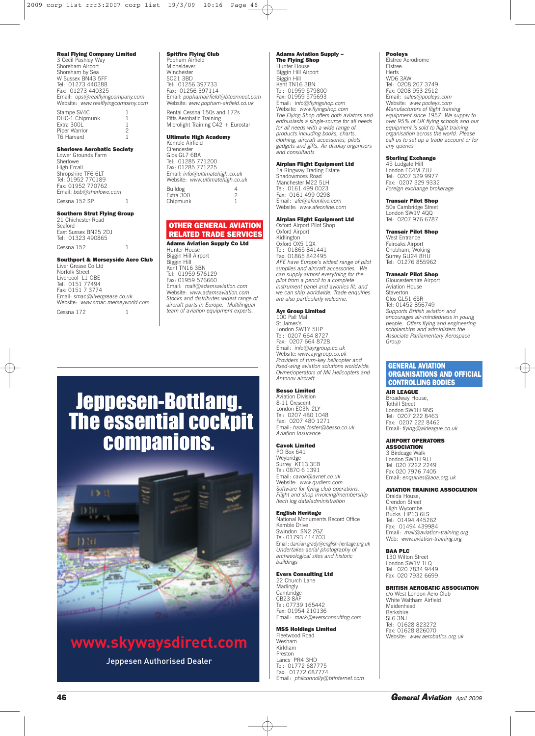**Real Flying Company Limited**
3 Cecil Pashley Way
Shoreham Airport
Shoreham by Sea
W Sussex BN43 5FF
Tel: 01273 440288
Fax: 01273 440325
Email: *ops@realflyingcompany.com*
Website: *www.realflyingcompany.com*

| | |
|---|---|
| Stampe SV4C | 1 |
| DHC-1 Chipmunk | 1 |
| Extra 300L | 1 |
| Piper Warrior | 2 |
| T6 Harvard | 1 |

**Sherlowe Aerobatic Society**
Lower Grounds Farm
Sherlowe
High Ercall
Shropshire TF6 6LT
Tel: 01952 770189
Fax: 01952 770762
Email: *bob@sherlowe.com*

| | |
|---|---|
| Cessna 152 SP | 1 |

**Southern Strut Flying Group**
21 Chichester Road
Seaford
East Sussex BN25 2DJ
Tel: 01323 490865

| | |
|---|---|
| Cessna 152 | 1 |

**Southport & Merseyside Aero Club**
Liver Grease Co Ltd
Norfolk Street
Liverpool L1 OBE
Tel: 0151 77494
Fax: 0151 7 3774
Email: *smac@livergrease.co.uk*
Website: *www.smac.merseyworld.com*

| | |
|---|---|
| Cessna 172 | 1 |

**Spitfire Flying Club**
Popham Airfield
Micheldever
Winchester
SO21 3BD
Tel: 01256 397733
Fax: 01256 397114
Email: *pophamairfield@btconnect.com*
Website: *www.popham-airfield.co.uk*

Rental Cessna 150s and 172s
Pitts Aerobatic Training
Microlight Training C42 + Eurostar

**Ultimate High Academy**
Kemble Airfield
Cirencester
Glos GL7 6BA
Tel: 01285 771200
Fax: 01285 771225
Email: *info@ultimatehigh.co.uk*
Website: *www.ultimatehigh.co.uk*

| | |
|---|---|
| Bulldog | 4 |
| Extra 300 | 2 |
| Chipmunk | 1 |

## OTHER GENERAL AVIATION RELATED TRADE SERVICES

**Adams Aviation Supply Co Ltd**
Hunter House
Biggin Hill Airport
Biggin Hill
Kent TN16 3BN
Tel: 01959 576129
Fax: 01959 576660
Email: *mail@adamsaviation.com*
Website: *www.adamsaviation.com*
*Stocks and distributes widest range of aircraft parts in Europe. Multilingual team of aviation equipment experts.*

Jeppesen-Bottlang. The essential cockpit companions.

www.skywaysdirect.com

Jeppesen Authorised Dealer

**Adams Aviation Supply – The Flying Shop**
Hunter House
Biggin Hill Airport
Biggin Hill
Kent TN16 3BN
Tel: 01959 579800
Fax: 01959 575693
Email: *info@flyingshop.com*
Website: *www.flyingshop.com*
*The Flying Shop offers both aviators and enthusiasts a single-source for all needs for all needs with a wide range of products including books, charts, clothing, aircraft accessories, pilots gadgets and gifts. Air display organisers and consultants.*

**Airplan Flight Equipment Ltd**
1a Ringway Trading Estate
Shadowmoss Road
Manchester M22 5LH
Tel: 0161 499 0023
Fax: 0161 499 0298
Email: *afe@afeonline.com*
Website: *www.afeonline.com*

**Airplan Flight Equipment Ltd**
Oxford Airport Pilot Shop
Oxford Airport
Kidlington
Oxford OX5 1QX
Tel: 01865 841441
Fax: 01865 842495
*AFE have Europe's widest range of pilot supplies and aircraft accessories. We can supply almost everything from a pencil to a complete instrument panel and avionics fit, and we can ship worldwide. Trade enquiries are also particularly welcome.*

**Ayr Group Limited**
100 Pall Mall
St James's
London SW1Y 5HP
Tel: 0207 664 8727
Fax: 0207 664 8728
Email: *info@ayrgroup.co.uk*
Website: *www.ayrgroup.co.uk*
*Providers of turn-key helicopter and fixed-wing aviation solutions worldwide. Owner/operators of Mil Helicopters and Antonov aircraft.*

**Besso Limited**
Aviation Division
8-11 Crescent
London EC3N 2LY
Tel: 0207 480 1048
Fax: 0207 480 1271
Email: *hazel.foster@besso.co.uk*
*Aviation Insurance*

**Cavok Limited**
PO Box 641
Weybridge
Surrey KT13 3EB
Tel: 0870 6 1391
Email: *cavok@avnet.co.uk*
Website: *www.qudiem.com*
*Software for flying club operations. Flight and shop invoicing/membership /tech log data/administration*

**English Heritage**
National Monuments Record Office
Kemble Drive
Swindon SN2 2GZ
Tel: 01793 414703
Email: *damian.grady@english-heritage.org.uk*
*Undertakes aerial photography of archaeological sites and historic buildings*

**Evers Consulting Ltd**
22 Church Lane
Madingly
Cambridge
CB23 8AF
Tel: 07739 165442
Fax: 01954 210136
Email: *mark@eversconsulting.com*

**MSS Holdings Limited**
Fleetwood Road
Wesham
Kirkham
Preston
Lancs PR4 3HD
Tel: 01772 687775
Fax: 01772 687774
Email: *philconnolly@btinternet.com*

**Pooleys**
Elstree Aerodrome
Elstree
Herts
WD6 3AW
Tel: 0208 207 3749
Fax: 0208 953 2512
Email: *sales@pooleys.com*
Website: *www.pooleys.com*
*Manufacturers of flight training equipment since 1957. We supply to over 95% of UK flying schools and our equipment is sold to flight training organisation across the world. Please call us to set up a trade account or for any queries*

**Sterling Exchange**
45 Ludgate Hill
London EC4M 7JU
Tel: 0207 329 9977
Fax: 0207 329 9332
*Foreign exchange brokerage*

**Transair Pilot Shop**
50a Cambridge Street
London SW1V 4QQ
Tel: 0207 976 6787

**Transair Pilot Shop**
West Entrance
Fairoaks Airport
Chobham, Woking
Surrey GU24 8HU
Tel: 01276 855962

**Transair Pilot Shop**
Gloucestershire Airport
Aviation House
Staverton
Glos GL51 6SR
Tel: 01452 856749
*Supports British aviation and encourages air-mindedness in young people. Offers flying and engineering scholarships and administers the Associate Parliamentary Aerospace Group*

## GENERAL AVIATION ORGANISATIONS AND OFFICIAL CONTROLLING BODIES

**AIR LEAGUE**
Broadway House,
Tothill Street
London SW1H 9NS
Tel: 0207 222 8463
Fax: 0207 222 8462
Email: *flying@airleague.co.uk*

**AIRPORT OPERATORS ASSOCIATION**
3 Birdcage Walk
London SW1H 9JJ
Tel 020 7222 2249
Fax 020 7976 7405
Email: *enquiries@aoa.org.uk*

**AVIATION TRAINING ASSOCIATION**
Dralda House,
Crendon Street
High Wycombe
Bucks HP13 6LS
Tel: 01494 445262
Fax: 01494 439984
Email: *mail@aviation-training.org*
Web: *www.aviation-training.org*

**BAA PLC**
130 Wilton Street
London SW1V 1LQ
Tel 020 7834 9449
Fax 020 7932 6699

**BRITISH AEROBATIC ASSOCIATION**
c/o West London Aero Club
White Waltham Airfield
Maidenhead
Berkshire
SL6 3NJ
Tel: 01628 823272
Fax: 01628 826070
Website: *www.aerobatics.org.uk*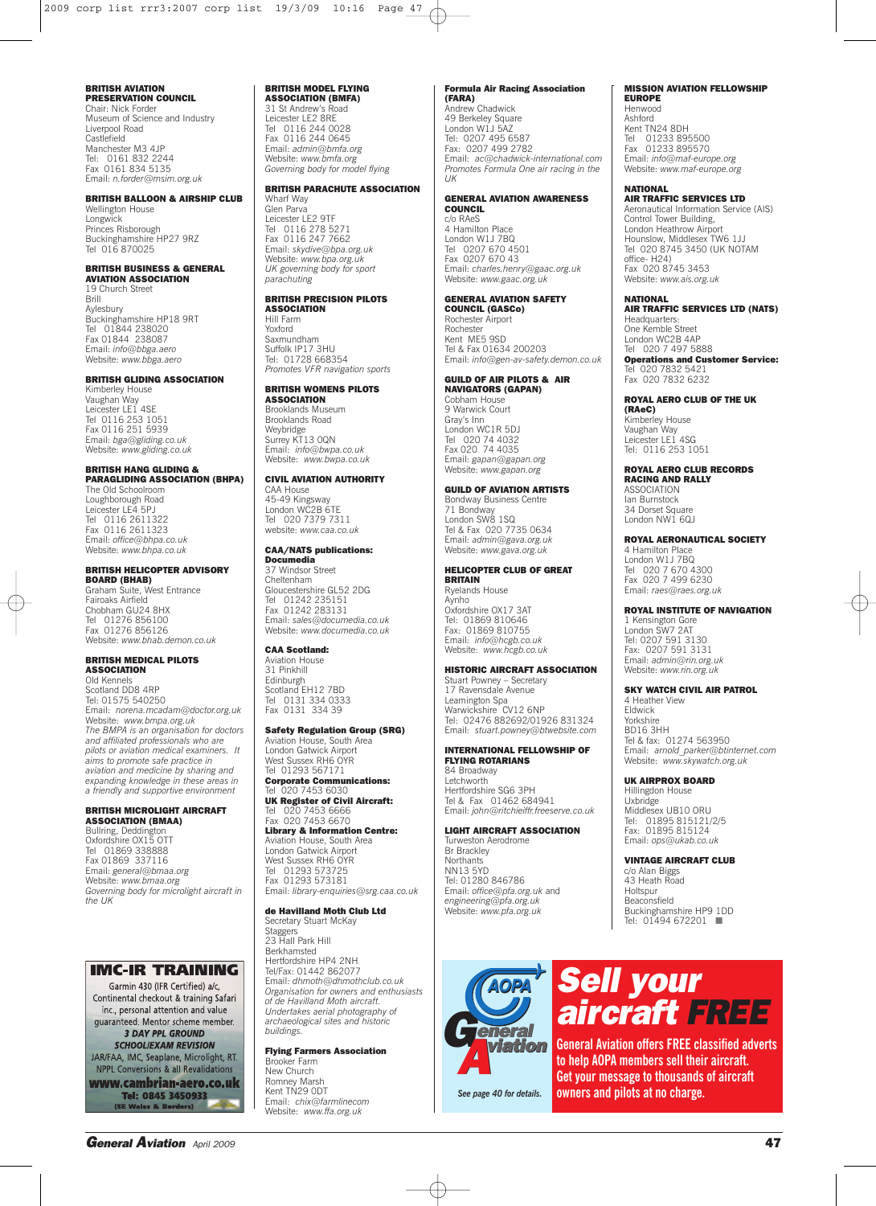**BRITISH AVIATION PRESERVATION COUNCIL**
Chair: Nick Forder
Museum of Science and Industry
Liverpool Road
Castlefield
Manchester M3 4JP
Tel: 0161 832 2244
Fax 0161 834 5135
Email: *n.forder@msim.org.uk*

**BRITISH BALLOON & AIRSHIP CLUB**
Wellington House
Longwick
Princes Risborough
Buckinghamshire HP27 9RZ
Tel 016 870025

**BRITISH BUSINESS & GENERAL AVIATION ASSOCIATION**
19 Church Street
Brill
Aylesbury
Buckinghamshire HP18 9RT
Tel 01844 238020
Fax 01844 238087
Email: *info@bbga.aero*
Website: *www.bbga.aero*

**BRITISH GLIDING ASSOCIATION**
Kimberley House
Vaughan Way
Leicester LE1 4SE
Tel 0116 253 1051
Fax 0116 251 5939
Email: *bga@gliding.co.uk*
Website: *www.gliding.co.uk*

**BRITISH HANG GLIDING & PARAGLIDING ASSOCIATION (BHPA)**
The Old Schoolroom
Loughborough Road
Leicester LE4 5PJ
Tel 0116 2611322
Fax 0116 2611323
Email: *office@bhpa.co.uk*
Website: *www.bhpa.co.uk*

**BRITISH HELICOPTER ADVISORY BOARD (BHAB)**
Graham Suite, West Entrance
Fairoaks Airfield
Chobham GU24 8HX
Tel 01276 856100
Fax 01276 856126
Website: *www.bhab.demon.co.uk*

**BRITISH MEDICAL PILOTS ASSOCIATION**
Old Kennels
Scotland DD8 4RP
Tel: 01575 540250
Email: *norena.mcadam@doctor.org.uk*
Website: *www.bmpa.org.uk*
*The BMPA is an organisation for doctors and affiliated professionals who are pilots or aviation medical examiners. It aims to promote safe practice in aviation and medicine by sharing and expanding knowledge in these areas in a friendly and supportive environment*

**BRITISH MICROLIGHT AIRCRAFT ASSOCIATION (BMAA)**
Bullring, Deddington
Oxfordshire OX15 0TT
Tel 01869 338888
Fax 01869 337116
Email: *general@bmaa.org*
Website: *www.bmaa.org*
*Governing body for microlight aircraft in the UK*

**IMC-IR TRAINING**
Garmin 430 (IFR Certified) a/c, Continental checkout & training Safari inc., personal attention and value guaranteed. Mentor scheme member.
**3 DAY PPL GROUND SCHOOL/EXAM REVISION**
JAR/FAA, IMC, Seaplane, Microlight, RT. NPPL Conversions & all Revalidations
**www.cambrian-aero.co.uk**
**Tel: 0845 3450933**
(SE Wales & Borders)

**BRITISH MODEL FLYING ASSOCIATION (BMFA)**
31 St Andrew's Road
Leicester LE2 8RE
Tel 0116 244 0028
Fax 0116 244 0645
Email: *admin@bmfa.org*
Website: *www.bmfa.org*
*Governing body for model flying*

**BRITISH PARACHUTE ASSOCIATION**
Wharf Way
Glen Parva
Leicester LE2 9TF
Tel 0116 278 5271
Fax 0116 247 7662
Email: *skydive@bpa.org.uk*
Website: *www.bpa.org.uk*
*UK governing body for sport parachuting*

**BRITISH PRECISION PILOTS ASSOCIATION**
Hill Farm
Yoxford
Saxmundham
Suffolk IP17 3HU
Tel: 01728 668354
*Promotes VFR navigation sports*

**BRITISH WOMENS PILOTS ASSOCIATION**
Brooklands Museum
Brooklands Road
Weybridge
Surrey KT13 0QN
Email: *info@bwpa.co.uk*
Website: *www.bwpa.co.uk*

**CIVIL AVIATION AUTHORITY**
CAA House
45-49 Kingsway
London WC2B 6TE
Tel 020 7379 7311
website: *www.caa.co.uk*

**CAA/NATS publications: Documedia**
37 Windsor Street
Cheltenham
Gloucestershire GL52 2DG
Tel 01242 235151
Fax 01242 283131
Email: *sales@documedia.co.uk*
Website: *www.documedia.co.uk*

**CAA Scotland:**
Aviation House
31 Pinkhill
Edinburgh
Scotland EH12 7BD
Tel 0131 334 0333
Fax 0131 334 39

**Safety Regulation Group (SRG)**
Aviation House, South Area
London Gatwick Airport
West Sussex RH6 0YR
Tel 01293 567171
**Corporate Communications:**
Tel 020 7453 6030
**UK Register of Civil Aircraft:**
Tel 020 7453 6666
Fax 020 7453 6670
**Library & Information Centre:**
Aviation House, South Area
London Gatwick Airport
West Sussex RH6 0YR
Tel 01293 573725
Fax 01293 573181
Email: *library-enquiries@srg.caa.co.uk*

**de Havilland Moth Club Ltd**
Secretary Stuart McKay
Staggers
23 Hall Park Hill
Berkhamsted
Hertfordshire HP4 2NH
Tel/Fax: 01442 862077
Email: *dhmoth@dhmothclub.co.uk*
*Organisation for owners and enthusiasts of de Havilland Moth aircraft. Undertakes aerial photography of archaeological sites and historic buildings.*

**Flying Farmers Association**
Brooker Farm
New Church
Romney Marsh
Kent TN29 0DT
Email: *chix@farmlinecom*
Website: *www.ffa.org.uk*

**Formula Air Racing Association (FARA)**
Andrew Chadwick
49 Berkeley Square
London W1J 5AZ
Tel: 0207 495 6587
Fax: 0207 499 2782
Email: *ac@chadwick-international.com*
*Promotes Formula One air racing in the UK*

**GENERAL AVIATION AWARENESS COUNCIL**
c/o RAeS
4 Hamilton Place
London W1J 7BQ
Tel 0207 670 4501
Fax 0207 670 43
Email: *charles.henry@gaac.org.uk*
Website: *www.gaac.org.uk*

**GENERAL AVIATION SAFETY COUNCIL (GASCo)**
Rochester Airport
Rochester
Kent ME5 9SD
Tel & Fax 01634 200203
Email: *info@gen-av-safety.demon.co.uk*

**GUILD OF AIR PILOTS & AIR NAVIGATORS (GAPAN)**
Cobham House
9 Warwick Court
Gray's Inn
London WC1R 5DJ
Tel 020 74 4032
Fax 020 74 4035
Email: *gapan@gapan.org*
Website: *www.gapan.org*

**GUILD OF AVIATION ARTISTS**
Bondway Business Centre
71 Bondway
London SW8 1SQ
Tel & Fax 020 7735 0634
Email: *admin@gava.org.uk*
Website: *www.gava.org.uk*

**HELICOPTER CLUB OF GREAT BRITAIN**
Ryelands House
Aynho
Oxfordshire OX17 3AT
Tel: 01869 810646
Fax: 01869 810755
Email: *info@hcgb.co.uk*
Website: *www.hcgb.co.uk*

**HISTORIC AIRCRAFT ASSOCIATION**
Stuart Powney – Secretary
17 Ravensdale Avenue
Leamington Spa
Warwickshire CV12 6NP
Tel: 02476 882692/01926 831324
Email: *stuart.powney@btwebsite.com*

**INTERNATIONAL FELLOWSHIP OF FLYING ROTARIANS**
84 Broadway
Letchworth
Hertfordshire SG6 3PH
Tel & Fax 01462 684941
Email: *john@ritchieiffr.freeserve.co.uk*

**LIGHT AIRCRAFT ASSOCIATION**
Turweston Aerodrome
Br Brackley
Northants
NN13 5YD
Tel: 01280 846786
Email: *office@pfa.org.uk* and *engineering@pfa.org.uk*
Website: *www.pfa.org.uk*

**MISSION AVIATION FELLOWSHIP EUROPE**
Henwood
Ashford
Kent TN24 8DH
Tel 01233 895500
Fax 01233 895570
Email: *info@maf-europe.org*
Website: *www.maf-europe.org*

**NATIONAL AIR TRAFFIC SERVICES LTD**
Aeronautical Information Service (AIS)
Control Tower Building,
London Heathrow Airport
Hounslow, Middlesex TW6 1JJ
Tel 020 8745 3450 (UK NOTAM office- H24)
Fax 020 8745 3453
Website: *www.ais.org.uk*

**NATIONAL AIR TRAFFIC SERVICES LTD (NATS)**
Headquarters:
One Kemble Street
London WC2B 4AP
Tel 020 7 497 5888
**Operations and Customer Service:**
Tel 020 7832 5421
Fax 020 7832 6232

**ROYAL AERO CLUB OF THE UK (RAeC)**
Kimberley House
Vaughan Way
Leicester LE1 4SG
Tel: 0116 253 1051

**ROYAL AERO CLUB RECORDS RACING AND RALLY**
ASSOCIATION
Ian Burnstock
34 Dorset Square
London NW1 6QJ

**ROYAL AERONAUTICAL SOCIETY**
4 Hamilton Place
London W1J 7BQ
Tel 020 7 670 4300
Fax 020 7 499 6230
Email: *raes@raes.org.uk*

**ROYAL INSTITUTE OF NAVIGATION**
1 Kensington Gore
London SW7 2AT
Tel: 0207 591 3130
Fax: 0207 591 3131
Email: *admin@rin.org.uk*
Website: *www.rin.org.uk*

**SKY WATCH CIVIL AIR PATROL**
4 Heather View
Eldwick
Yorkshire
BD16 3HH
Tel & fax: 01274 563950
Email: *arnold_parker@btinternet.com*
Website: *www.skywatch.org.uk*

**UK AIRPROX BOARD**
Hillingdon House
Uxbridge
Middlesex UB10 0RU
Tel: 01895 815121/2/5
Fax: 01895 815124
Email: *ops@ukab.co.uk*

**VINTAGE AIRCRAFT CLUB**
c/o Alan Biggs
43 Heath Road
Holtspur
Beaconsfield
Buckinghamshire HP9 1DD
Tel: 01494 672201 ■

AOPA General Aviation
See page 40 for details.

**Sell your aircraft FREE**
General Aviation offers FREE classified adverts to help AOPA members sell their aircraft. Get your message to thousands of aircraft owners and pilots at no charge.